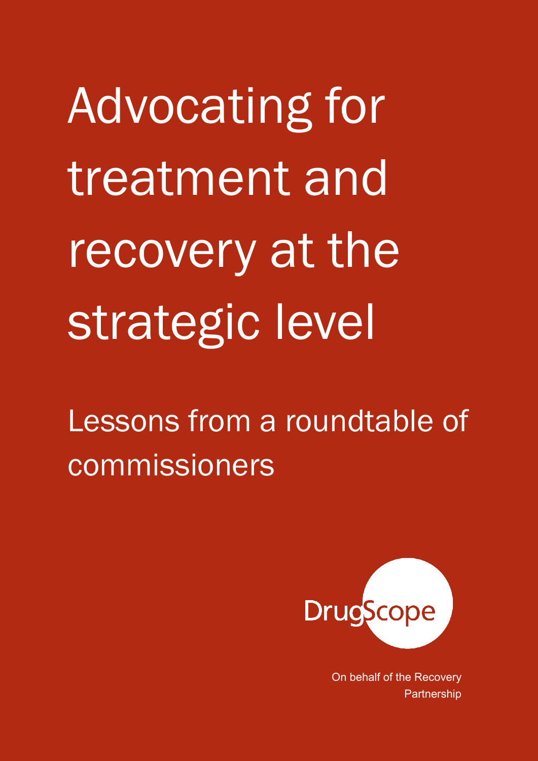# Advocating for treatment and recovery at the strategic level

## Lessons from a roundtable of commissioners

DrugScope

On behalf of the Recovery Partnership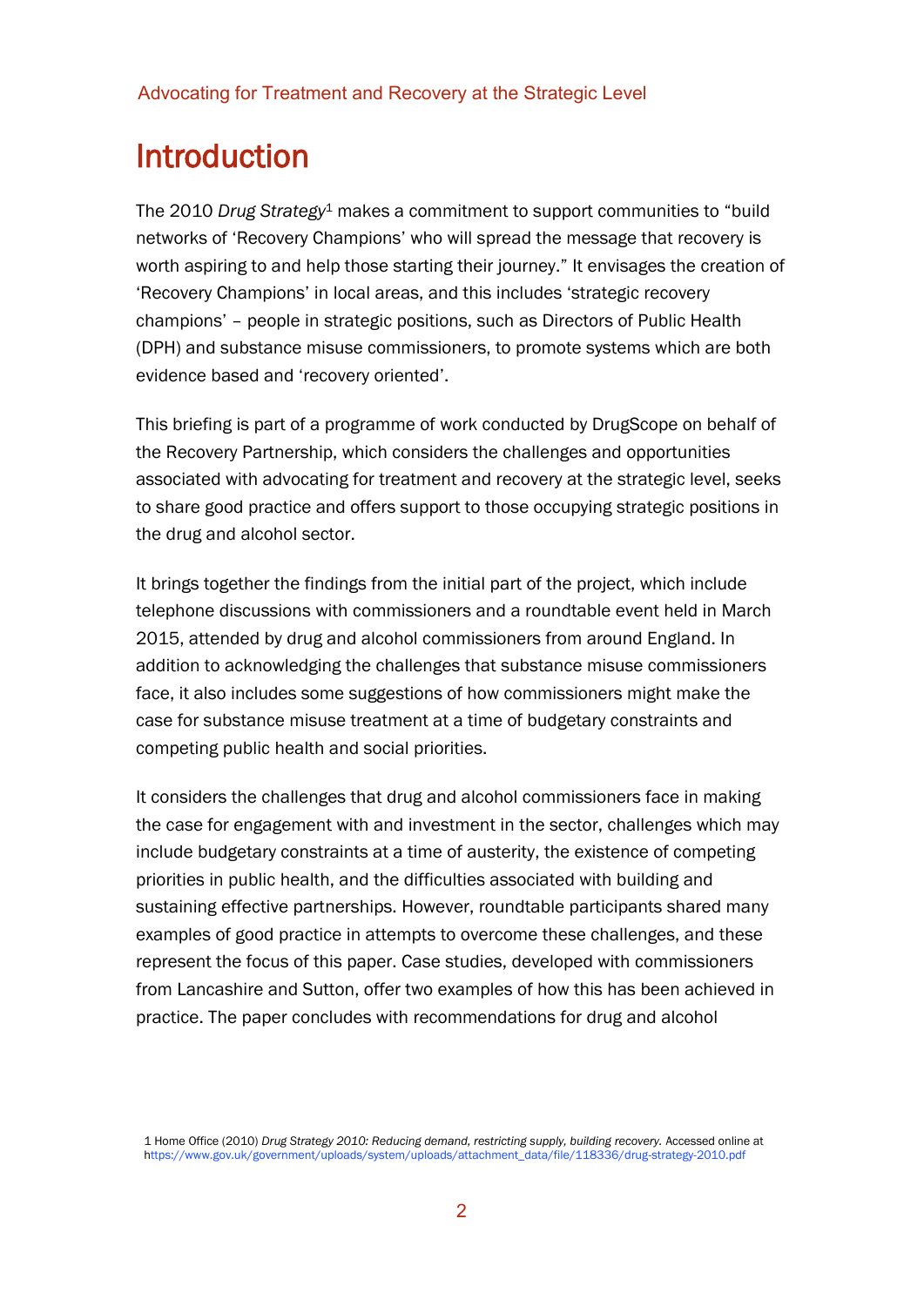# Introduction

The 2010 *Drug Strategy*[1] makes a commitment to support communities to "build networks of 'Recovery Champions' who will spread the message that recovery is worth aspiring to and help those starting their journey." It envisages the creation of 'Recovery Champions' in local areas, and this includes 'strategic recovery champions' – people in strategic positions, such as Directors of Public Health (DPH) and substance misuse commissioners, to promote systems which are both evidence based and 'recovery oriented'.

This briefing is part of a programme of work conducted by DrugScope on behalf of the Recovery Partnership, which considers the challenges and opportunities associated with advocating for treatment and recovery at the strategic level, seeks to share good practice and offers support to those occupying strategic positions in the drug and alcohol sector.

It brings together the findings from the initial part of the project, which include telephone discussions with commissioners and a roundtable event held in March 2015, attended by drug and alcohol commissioners from around England. In addition to acknowledging the challenges that substance misuse commissioners face, it also includes some suggestions of how commissioners might make the case for substance misuse treatment at a time of budgetary constraints and competing public health and social priorities.

It considers the challenges that drug and alcohol commissioners face in making the case for engagement with and investment in the sector, challenges which may include budgetary constraints at a time of austerity, the existence of competing priorities in public health, and the difficulties associated with building and sustaining effective partnerships. However, roundtable participants shared many examples of good practice in attempts to overcome these challenges, and these represent the focus of this paper. Case studies, developed with commissioners from Lancashire and Sutton, offer two examples of how this has been achieved in practice. The paper concludes with recommendations for drug and alcohol

1 Home Office (2010) *Drug Strategy 2010: Reducing demand, restricting supply, building recovery.* Accessed online at https://www.gov.uk/government/uploads/system/uploads/attachment_data/file/118336/drug-strategy-2010.pdf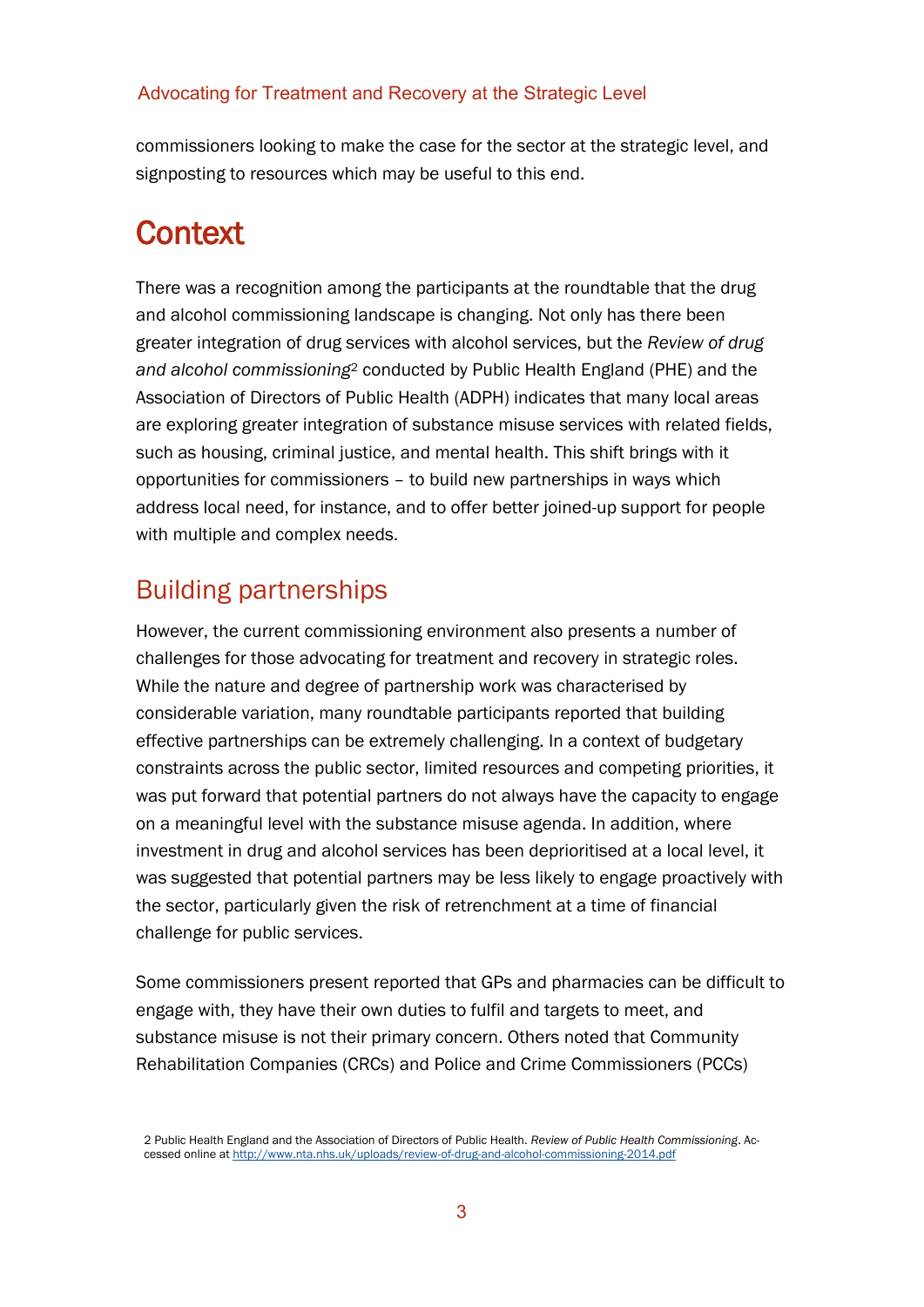commissioners looking to make the case for the sector at the strategic level, and signposting to resources which may be useful to this end.

# Context

There was a recognition among the participants at the roundtable that the drug and alcohol commissioning landscape is changing. Not only has there been greater integration of drug services with alcohol services, but the *Review of drug and alcohol commissioning*[2] conducted by Public Health England (PHE) and the Association of Directors of Public Health (ADPH) indicates that many local areas are exploring greater integration of substance misuse services with related fields, such as housing, criminal justice, and mental health. This shift brings with it opportunities for commissioners – to build new partnerships in ways which address local need, for instance, and to offer better joined-up support for people with multiple and complex needs.

## Building partnerships

However, the current commissioning environment also presents a number of challenges for those advocating for treatment and recovery in strategic roles. While the nature and degree of partnership work was characterised by considerable variation, many roundtable participants reported that building effective partnerships can be extremely challenging. In a context of budgetary constraints across the public sector, limited resources and competing priorities, it was put forward that potential partners do not always have the capacity to engage on a meaningful level with the substance misuse agenda. In addition, where investment in drug and alcohol services has been deprioritised at a local level, it was suggested that potential partners may be less likely to engage proactively with the sector, particularly given the risk of retrenchment at a time of financial challenge for public services.

Some commissioners present reported that GPs and pharmacies can be difficult to engage with, they have their own duties to fulfil and targets to meet, and substance misuse is not their primary concern. Others noted that Community Rehabilitation Companies (CRCs) and Police and Crime Commissioners (PCCs)

2 Public Health England and the Association of Directors of Public Health. *Review of Public Health Commissioning*. Accessed online at http://www.nta.nhs.uk/uploads/review-of-drug-and-alcohol-commissioning-2014.pdf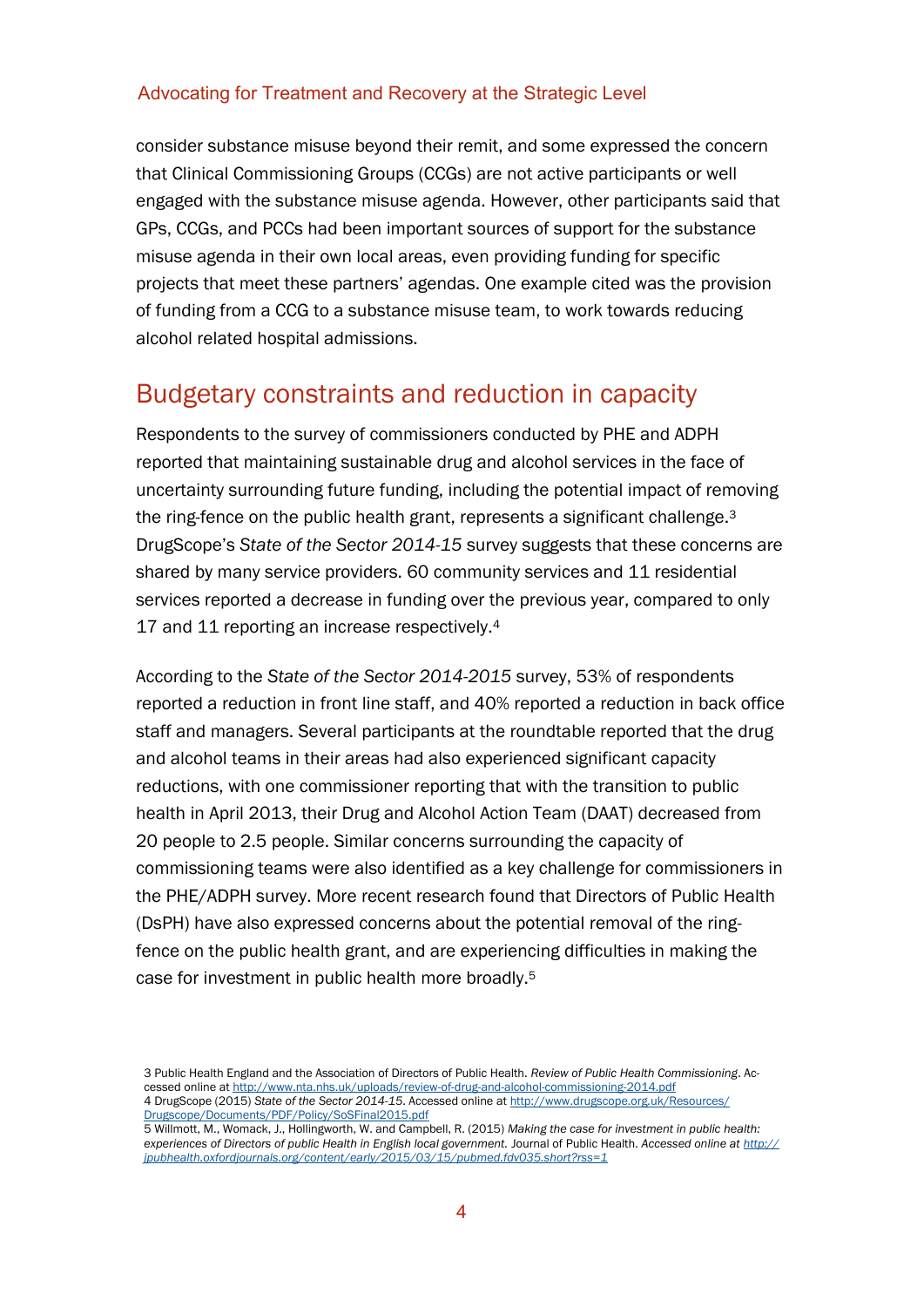consider substance misuse beyond their remit, and some expressed the concern that Clinical Commissioning Groups (CCGs) are not active participants or well engaged with the substance misuse agenda. However, other participants said that GPs, CCGs, and PCCs had been important sources of support for the substance misuse agenda in their own local areas, even providing funding for specific projects that meet these partners' agendas. One example cited was the provision of funding from a CCG to a substance misuse team, to work towards reducing alcohol related hospital admissions.

## Budgetary constraints and reduction in capacity

Respondents to the survey of commissioners conducted by PHE and ADPH reported that maintaining sustainable drug and alcohol services in the face of uncertainty surrounding future funding, including the potential impact of removing the ring-fence on the public health grant, represents a significant challenge.[3] DrugScope's *State of the Sector 2014-15* survey suggests that these concerns are shared by many service providers. 60 community services and 11 residential services reported a decrease in funding over the previous year, compared to only 17 and 11 reporting an increase respectively.[4]

According to the *State of the Sector 2014-2015* survey, 53% of respondents reported a reduction in front line staff, and 40% reported a reduction in back office staff and managers. Several participants at the roundtable reported that the drug and alcohol teams in their areas had also experienced significant capacity reductions, with one commissioner reporting that with the transition to public health in April 2013, their Drug and Alcohol Action Team (DAAT) decreased from 20 people to 2.5 people. Similar concerns surrounding the capacity of commissioning teams were also identified as a key challenge for commissioners in the PHE/ADPH survey. More recent research found that Directors of Public Health (DsPH) have also expressed concerns about the potential removal of the ring-fence on the public health grant, and are experiencing difficulties in making the case for investment in public health more broadly.[5]

---

3 Public Health England and the Association of Directors of Public Health. *Review of Public Health Commissioning*. Accessed online at http://www.nta.nhs.uk/uploads/review-of-drug-and-alcohol-commissioning-2014.pdf

4 DrugScope (2015) *State of the Sector 2014-15.* Accessed online at http://www.drugscope.org.uk/Resources/Drugscope/Documents/PDF/Policy/SoSFinal2015.pdf

5 Willmott, M., Womack, J., Hollingworth, W. and Campbell, R. (2015) *Making the case for investment in public health: experiences of Directors of public Health in English local government.* Journal of Public Health. *Accessed online at http://jpubhealth.oxfordjournals.org/content/early/2015/03/15/pubmed.fdv035.short?rss=1*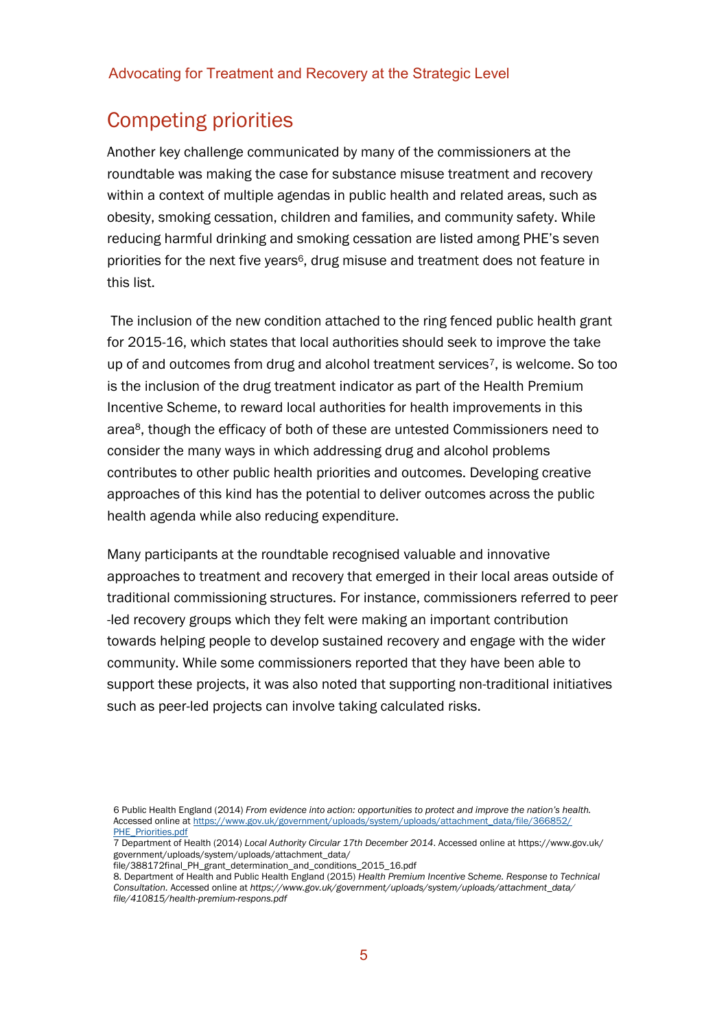## Competing priorities

Another key challenge communicated by many of the commissioners at the roundtable was making the case for substance misuse treatment and recovery within a context of multiple agendas in public health and related areas, such as obesity, smoking cessation, children and families, and community safety. While reducing harmful drinking and smoking cessation are listed among PHE's seven priorities for the next five years[6], drug misuse and treatment does not feature in this list.

The inclusion of the new condition attached to the ring fenced public health grant for 2015-16, which states that local authorities should seek to improve the take up of and outcomes from drug and alcohol treatment services[7], is welcome. So too is the inclusion of the drug treatment indicator as part of the Health Premium Incentive Scheme, to reward local authorities for health improvements in this area[8], though the efficacy of both of these are untested Commissioners need to consider the many ways in which addressing drug and alcohol problems contributes to other public health priorities and outcomes. Developing creative approaches of this kind has the potential to deliver outcomes across the public health agenda while also reducing expenditure.

Many participants at the roundtable recognised valuable and innovative approaches to treatment and recovery that emerged in their local areas outside of traditional commissioning structures. For instance, commissioners referred to peer -led recovery groups which they felt were making an important contribution towards helping people to develop sustained recovery and engage with the wider community. While some commissioners reported that they have been able to support these projects, it was also noted that supporting non-traditional initiatives such as peer-led projects can involve taking calculated risks.

6 Public Health England (2014) *From evidence into action: opportunities to protect and improve the nation's health.* Accessed online at https://www.gov.uk/government/uploads/system/uploads/attachment_data/file/366852/PHE_Priorities.pdf

7 Department of Health (2014) *Local Authority Circular 17th December 2014*. Accessed online at https://www.gov.uk/government/uploads/system/uploads/attachment_data/file/388172final_PH_grant_determination_and_conditions_2015_16.pdf

8. Department of Health and Public Health England (2015) *Health Premium Incentive Scheme. Response to Technical Consultation.* Accessed online at *https://www.gov.uk/government/uploads/system/uploads/attachment_data/file/410815/health-premium-respons.pdf*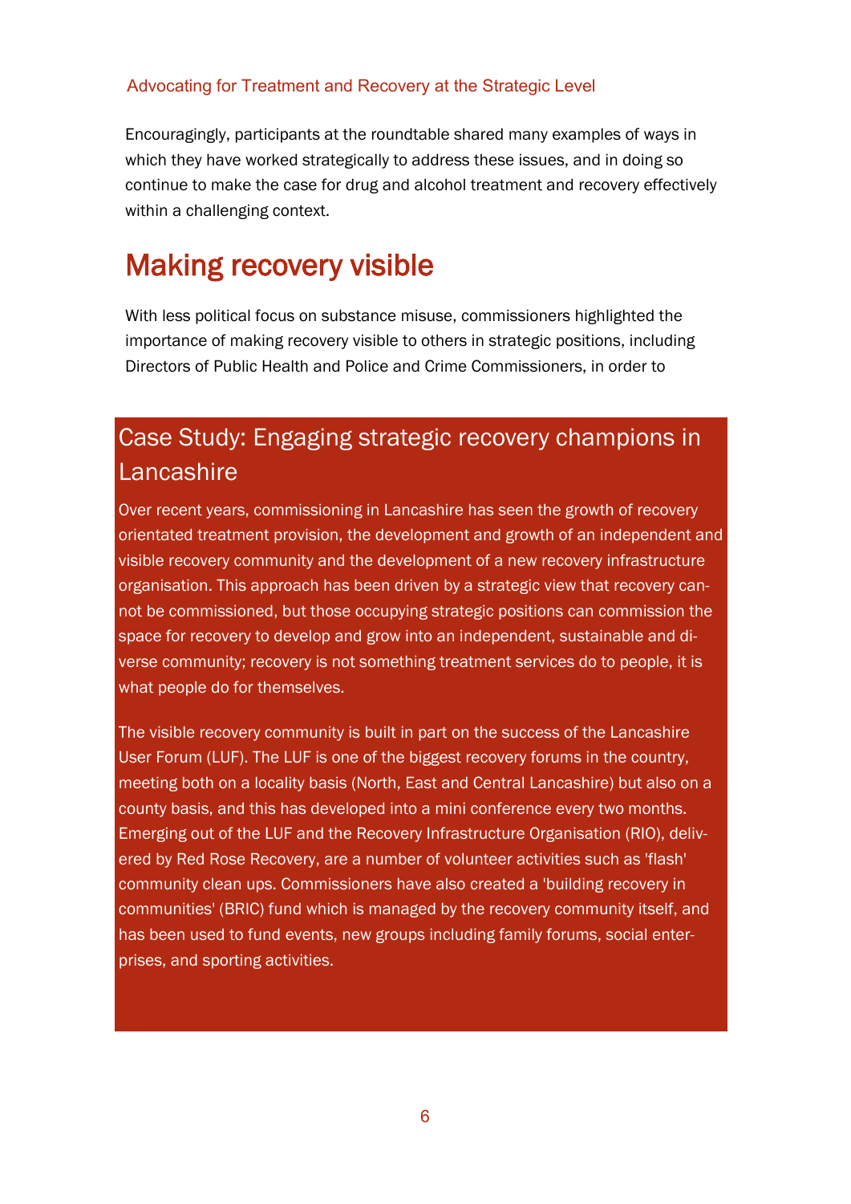### Advocating for Treatment and Recovery at the Strategic Level

Encouragingly, participants at the roundtable shared many examples of ways in which they have worked strategically to address these issues, and in doing so continue to make the case for drug and alcohol treatment and recovery effectively within a challenging context.

# Making recovery visible

With less political focus on substance misuse, commissioners highlighted the importance of making recovery visible to others in strategic positions, including Directors of Public Health and Police and Crime Commissioners, in order to

## Case Study: Engaging strategic recovery champions in Lancashire

Over recent years, commissioning in Lancashire has seen the growth of recovery orientated treatment provision, the development and growth of an independent and visible recovery community and the development of a new recovery infrastructure organisation. This approach has been driven by a strategic view that recovery cannot be commissioned, but those occupying strategic positions can commission the space for recovery to develop and grow into an independent, sustainable and diverse community; recovery is not something treatment services do to people, it is what people do for themselves.

The visible recovery community is built in part on the success of the Lancashire User Forum (LUF). The LUF is one of the biggest recovery forums in the country, meeting both on a locality basis (North, East and Central Lancashire) but also on a county basis, and this has developed into a mini conference every two months. Emerging out of the LUF and the Recovery Infrastructure Organisation (RIO), delivered by Red Rose Recovery, are a number of volunteer activities such as 'flash' community clean ups. Commissioners have also created a 'building recovery in communities' (BRIC) fund which is managed by the recovery community itself, and has been used to fund events, new groups including family forums, social enterprises, and sporting activities.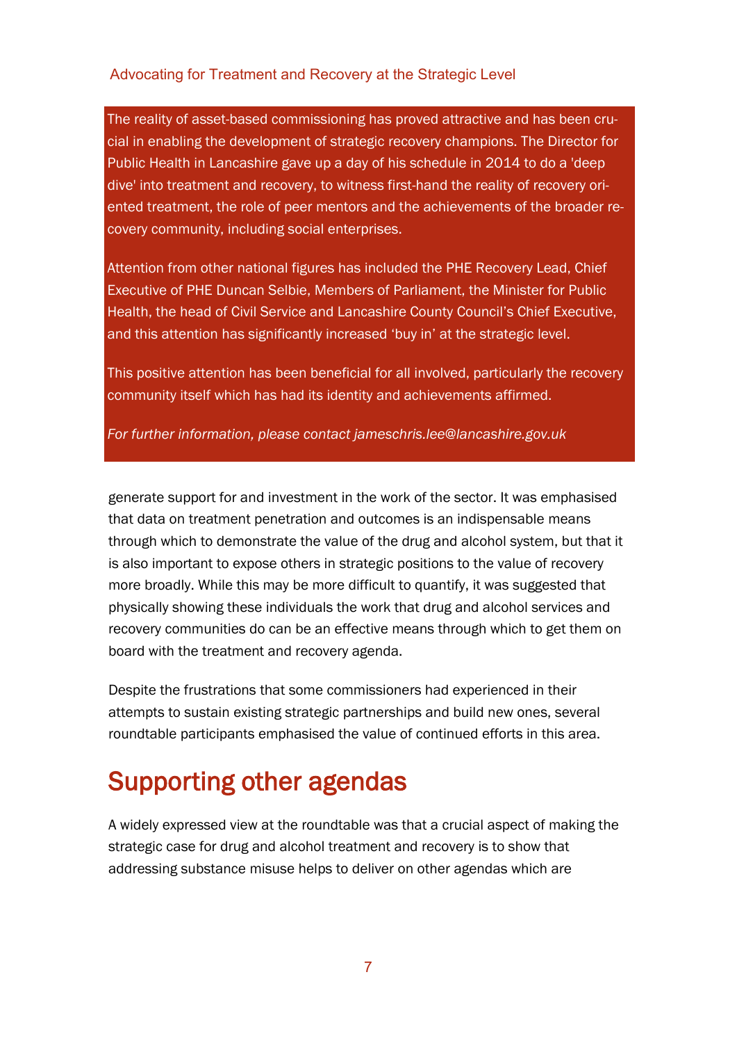### Advocating for Treatment and Recovery at the Strategic Level

The reality of asset-based commissioning has proved attractive and has been crucial in enabling the development of strategic recovery champions. The Director for Public Health in Lancashire gave up a day of his schedule in 2014 to do a 'deep dive' into treatment and recovery, to witness first-hand the reality of recovery oriented treatment, the role of peer mentors and the achievements of the broader recovery community, including social enterprises.

Attention from other national figures has included the PHE Recovery Lead, Chief Executive of PHE Duncan Selbie, Members of Parliament, the Minister for Public Health, the head of Civil Service and Lancashire County Council's Chief Executive, and this attention has significantly increased 'buy in' at the strategic level.

This positive attention has been beneficial for all involved, particularly the recovery community itself which has had its identity and achievements affirmed.

*For further information, please contact jameschris.lee@lancashire.gov.uk*

generate support for and investment in the work of the sector. It was emphasised that data on treatment penetration and outcomes is an indispensable means through which to demonstrate the value of the drug and alcohol system, but that it is also important to expose others in strategic positions to the value of recovery more broadly. While this may be more difficult to quantify, it was suggested that physically showing these individuals the work that drug and alcohol services and recovery communities do can be an effective means through which to get them on board with the treatment and recovery agenda.

Despite the frustrations that some commissioners had experienced in their attempts to sustain existing strategic partnerships and build new ones, several roundtable participants emphasised the value of continued efforts in this area.

## Supporting other agendas

A widely expressed view at the roundtable was that a crucial aspect of making the strategic case for drug and alcohol treatment and recovery is to show that addressing substance misuse helps to deliver on other agendas which are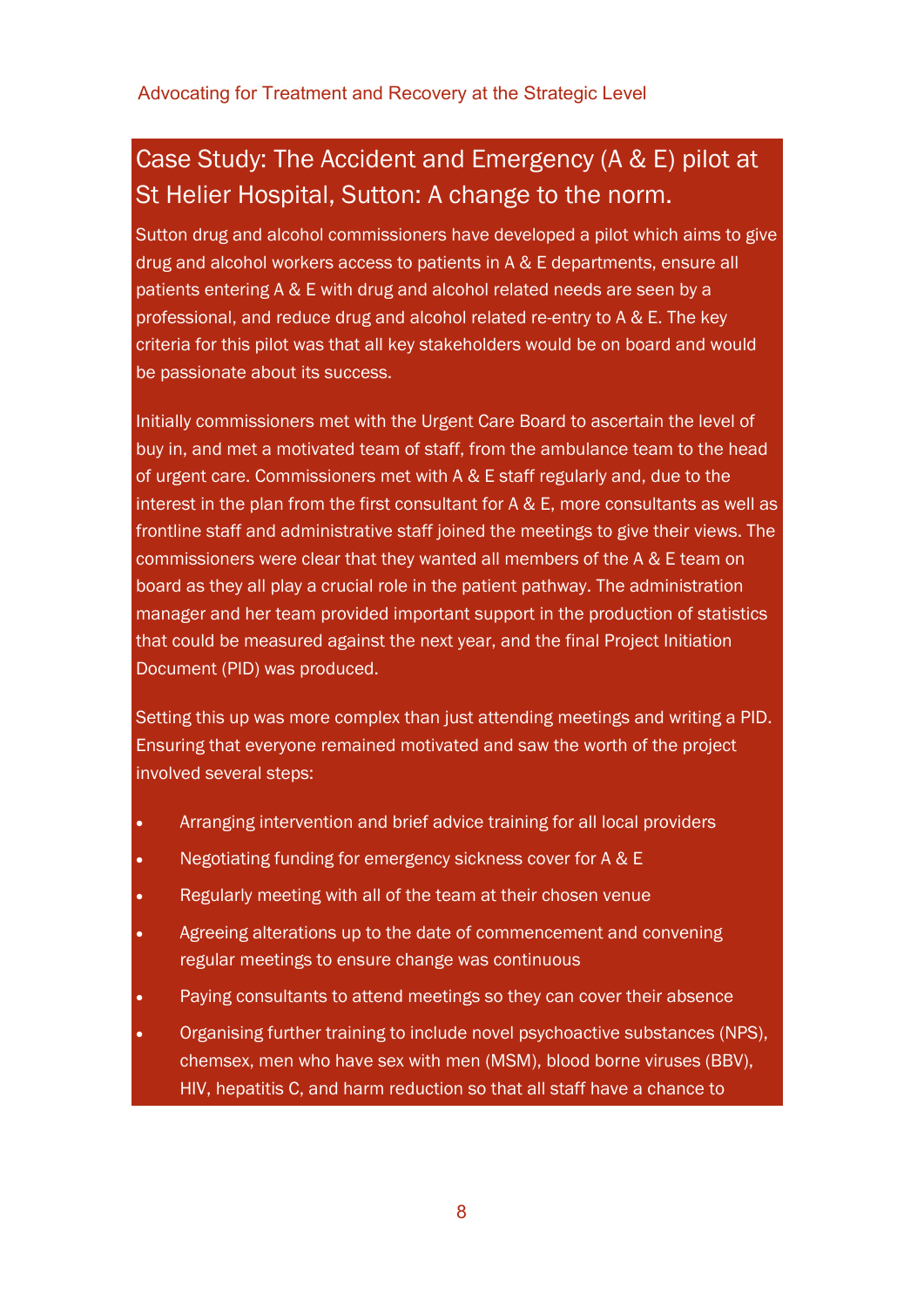## Case Study: The Accident and Emergency (A & E) pilot at St Helier Hospital, Sutton: A change to the norm.

Sutton drug and alcohol commissioners have developed a pilot which aims to give drug and alcohol workers access to patients in A & E departments, ensure all patients entering A & E with drug and alcohol related needs are seen by a professional, and reduce drug and alcohol related re-entry to A & E. The key criteria for this pilot was that all key stakeholders would be on board and would be passionate about its success.

Initially commissioners met with the Urgent Care Board to ascertain the level of buy in, and met a motivated team of staff, from the ambulance team to the head of urgent care. Commissioners met with A & E staff regularly and, due to the interest in the plan from the first consultant for A & E, more consultants as well as frontline staff and administrative staff joined the meetings to give their views. The commissioners were clear that they wanted all members of the A & E team on board as they all play a crucial role in the patient pathway. The administration manager and her team provided important support in the production of statistics that could be measured against the next year, and the final Project Initiation Document (PID) was produced.

Setting this up was more complex than just attending meetings and writing a PID. Ensuring that everyone remained motivated and saw the worth of the project involved several steps:

- Arranging intervention and brief advice training for all local providers
- Negotiating funding for emergency sickness cover for A & E
- Regularly meeting with all of the team at their chosen venue
- Agreeing alterations up to the date of commencement and convening regular meetings to ensure change was continuous
- Paying consultants to attend meetings so they can cover their absence
- Organising further training to include novel psychoactive substances (NPS), chemsex, men who have sex with men (MSM), blood borne viruses (BBV), HIV, hepatitis C, and harm reduction so that all staff have a chance to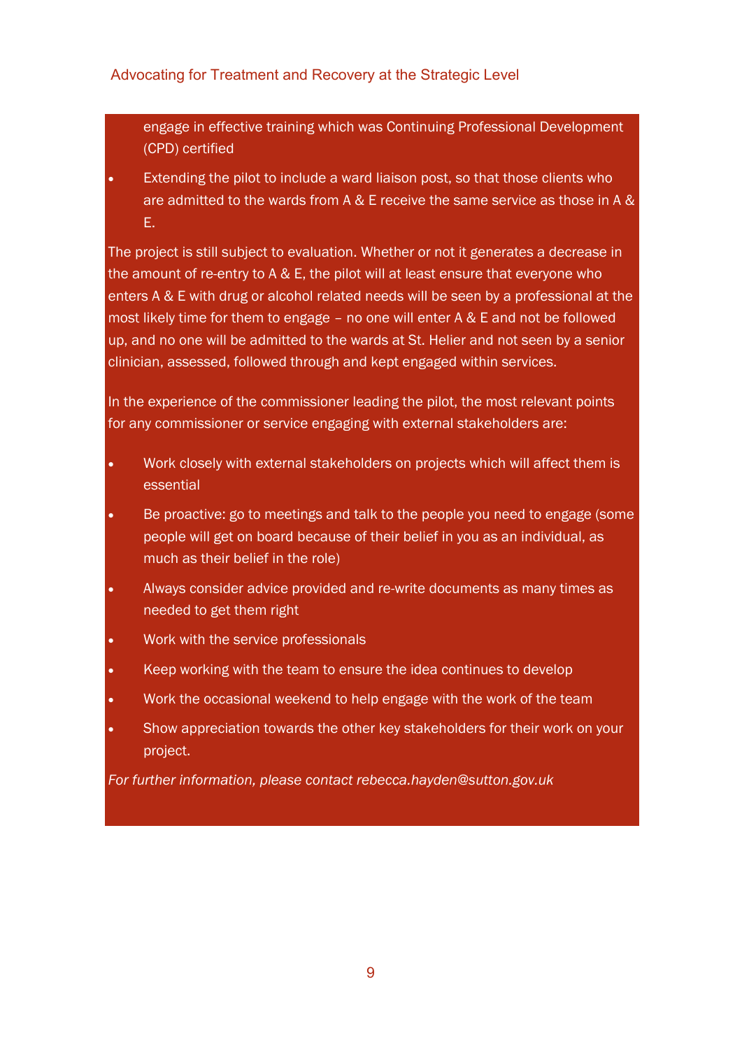engage in effective training which was Continuing Professional Development (CPD) certified

- Extending the pilot to include a ward liaison post, so that those clients who are admitted to the wards from A & E receive the same service as those in A & E.

The project is still subject to evaluation. Whether or not it generates a decrease in the amount of re-entry to A & E, the pilot will at least ensure that everyone who enters A & E with drug or alcohol related needs will be seen by a professional at the most likely time for them to engage – no one will enter A & E and not be followed up, and no one will be admitted to the wards at St. Helier and not seen by a senior clinician, assessed, followed through and kept engaged within services.

In the experience of the commissioner leading the pilot, the most relevant points for any commissioner or service engaging with external stakeholders are:

- Work closely with external stakeholders on projects which will affect them is essential
- Be proactive: go to meetings and talk to the people you need to engage (some people will get on board because of their belief in you as an individual, as much as their belief in the role)
- Always consider advice provided and re-write documents as many times as needed to get them right
- Work with the service professionals
- Keep working with the team to ensure the idea continues to develop
- Work the occasional weekend to help engage with the work of the team
- Show appreciation towards the other key stakeholders for their work on your project.

*For further information, please contact rebecca.hayden@sutton.gov.uk*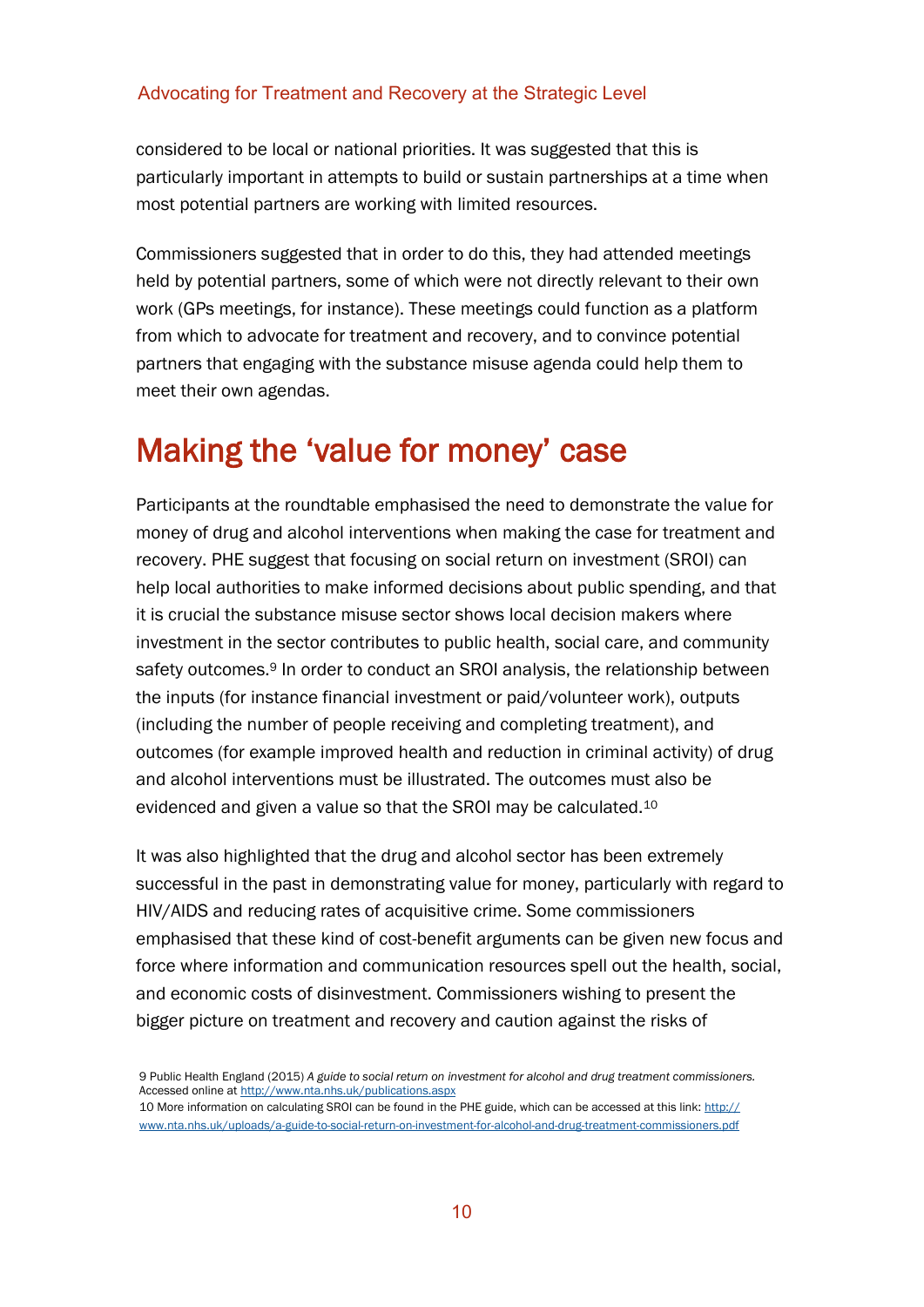considered to be local or national priorities. It was suggested that this is particularly important in attempts to build or sustain partnerships at a time when most potential partners are working with limited resources.

Commissioners suggested that in order to do this, they had attended meetings held by potential partners, some of which were not directly relevant to their own work (GPs meetings, for instance). These meetings could function as a platform from which to advocate for treatment and recovery, and to convince potential partners that engaging with the substance misuse agenda could help them to meet their own agendas.

# Making the 'value for money' case

Participants at the roundtable emphasised the need to demonstrate the value for money of drug and alcohol interventions when making the case for treatment and recovery. PHE suggest that focusing on social return on investment (SROI) can help local authorities to make informed decisions about public spending, and that it is crucial the substance misuse sector shows local decision makers where investment in the sector contributes to public health, social care, and community safety outcomes.[9] In order to conduct an SROI analysis, the relationship between the inputs (for instance financial investment or paid/volunteer work), outputs (including the number of people receiving and completing treatment), and outcomes (for example improved health and reduction in criminal activity) of drug and alcohol interventions must be illustrated. The outcomes must also be evidenced and given a value so that the SROI may be calculated.[10]

It was also highlighted that the drug and alcohol sector has been extremely successful in the past in demonstrating value for money, particularly with regard to HIV/AIDS and reducing rates of acquisitive crime. Some commissioners emphasised that these kind of cost-benefit arguments can be given new focus and force where information and communication resources spell out the health, social, and economic costs of disinvestment. Commissioners wishing to present the bigger picture on treatment and recovery and caution against the risks of

9 Public Health England (2015) *A guide to social return on investment for alcohol and drug treatment commissioners.* Accessed online at http://www.nta.nhs.uk/publications.aspx

10 More information on calculating SROI can be found in the PHE guide, which can be accessed at this link: http://www.nta.nhs.uk/uploads/a-guide-to-social-return-on-investment-for-alcohol-and-drug-treatment-commissioners.pdf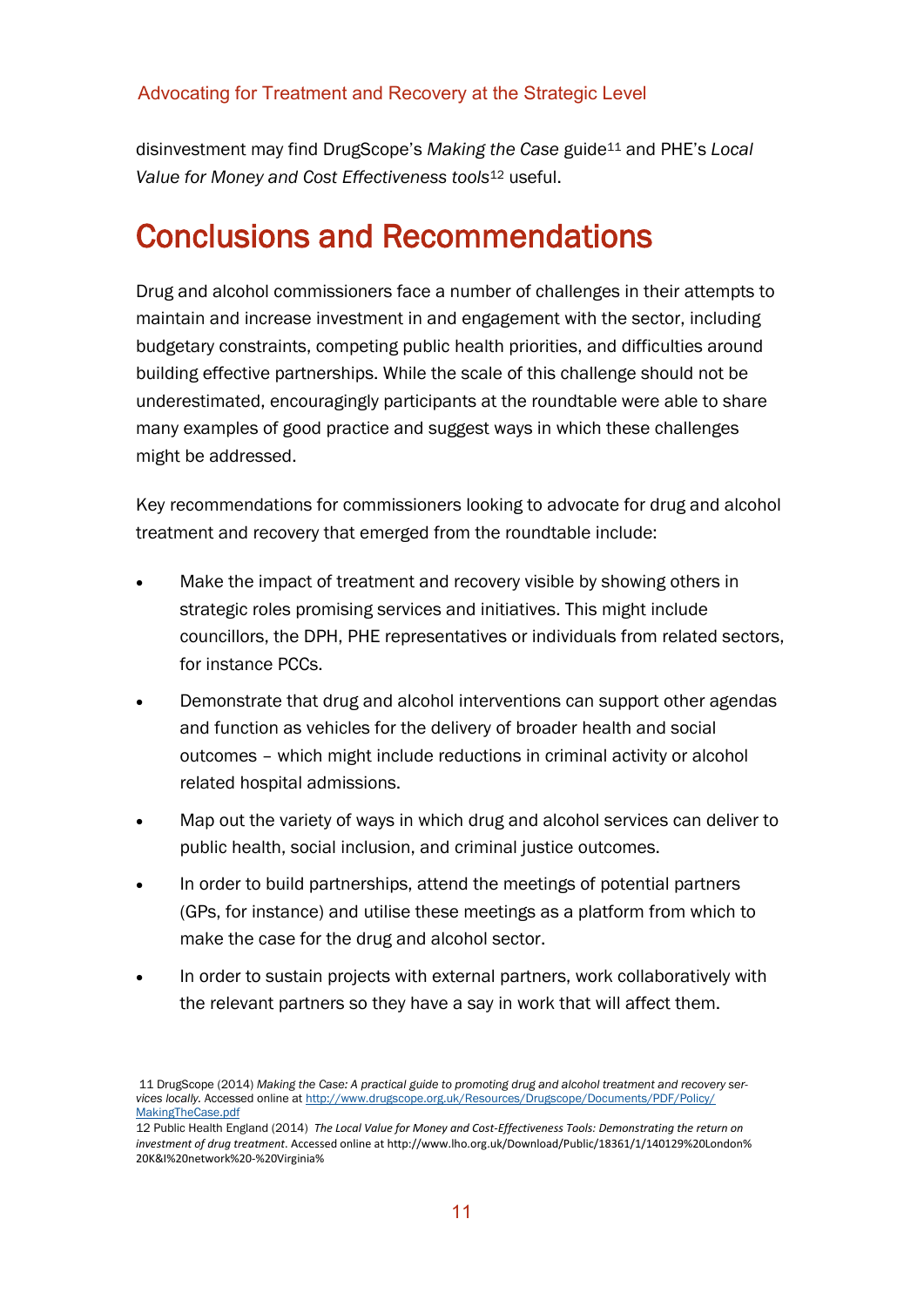disinvestment may find DrugScope's *Making the Case* guide[11] and PHE's *Local Value for Money and Cost Effectiveness tools*[12] useful.

# Conclusions and Recommendations

Drug and alcohol commissioners face a number of challenges in their attempts to maintain and increase investment in and engagement with the sector, including budgetary constraints, competing public health priorities, and difficulties around building effective partnerships. While the scale of this challenge should not be underestimated, encouragingly participants at the roundtable were able to share many examples of good practice and suggest ways in which these challenges might be addressed.

Key recommendations for commissioners looking to advocate for drug and alcohol treatment and recovery that emerged from the roundtable include:

- Make the impact of treatment and recovery visible by showing others in strategic roles promising services and initiatives. This might include councillors, the DPH, PHE representatives or individuals from related sectors, for instance PCCs.
- Demonstrate that drug and alcohol interventions can support other agendas and function as vehicles for the delivery of broader health and social outcomes – which might include reductions in criminal activity or alcohol related hospital admissions.
- Map out the variety of ways in which drug and alcohol services can deliver to public health, social inclusion, and criminal justice outcomes.
- In order to build partnerships, attend the meetings of potential partners (GPs, for instance) and utilise these meetings as a platform from which to make the case for the drug and alcohol sector.
- In order to sustain projects with external partners, work collaboratively with the relevant partners so they have a say in work that will affect them.

11 DrugScope (2014) *Making the Case: A practical guide to promoting drug and alcohol treatment and recovery services locally.* Accessed online at http://www.drugscope.org.uk/Resources/Drugscope/Documents/PDF/Policy/MakingTheCase.pdf

12 Public Health England (2014) *The Local Value for Money and Cost-Effectiveness Tools: Demonstrating the return on investment of drug treatment*. Accessed online at http://www.lho.org.uk/Download/Public/18361/1/140129%20London%20K&I%20network%20-%20Virginia%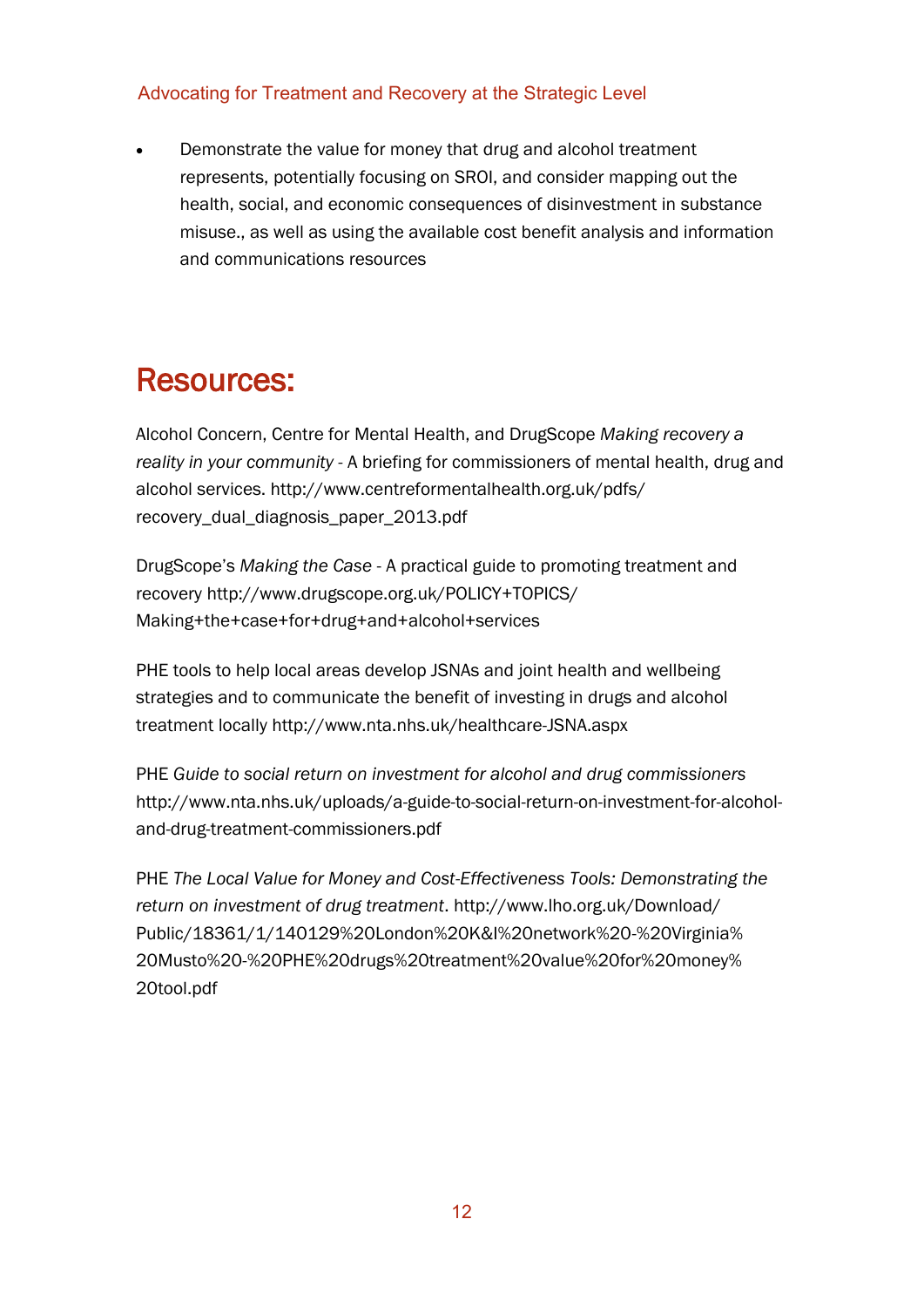Advocating for Treatment and Recovery at the Strategic Level

- Demonstrate the value for money that drug and alcohol treatment represents, potentially focusing on SROI, and consider mapping out the health, social, and economic consequences of disinvestment in substance misuse., as well as using the available cost benefit analysis and information and communications resources

# Resources:

Alcohol Concern, Centre for Mental Health, and DrugScope *Making recovery a reality in your community* - A briefing for commissioners of mental health, drug and alcohol services. http://www.centreformentalhealth.org.uk/pdfs/recovery_dual_diagnosis_paper_2013.pdf

DrugScope's *Making the Case* - A practical guide to promoting treatment and recovery http://www.drugscope.org.uk/POLICY+TOPICS/Making+the+case+for+drug+and+alcohol+services

PHE tools to help local areas develop JSNAs and joint health and wellbeing strategies and to communicate the benefit of investing in drugs and alcohol treatment locally http://www.nta.nhs.uk/healthcare-JSNA.aspx

PHE *Guide to social return on investment for alcohol and drug commissioners* http://www.nta.nhs.uk/uploads/a-guide-to-social-return-on-investment-for-alcohol-and-drug-treatment-commissioners.pdf

PHE *The Local Value for Money and Cost-Effectiveness Tools: Demonstrating the return on investment of drug treatment*. http://www.lho.org.uk/Download/Public/18361/1/140129%20London%20K&I%20network%20-%20Virginia%20Musto%20-%20PHE%20drugs%20treatment%20value%20for%20money%20tool.pdf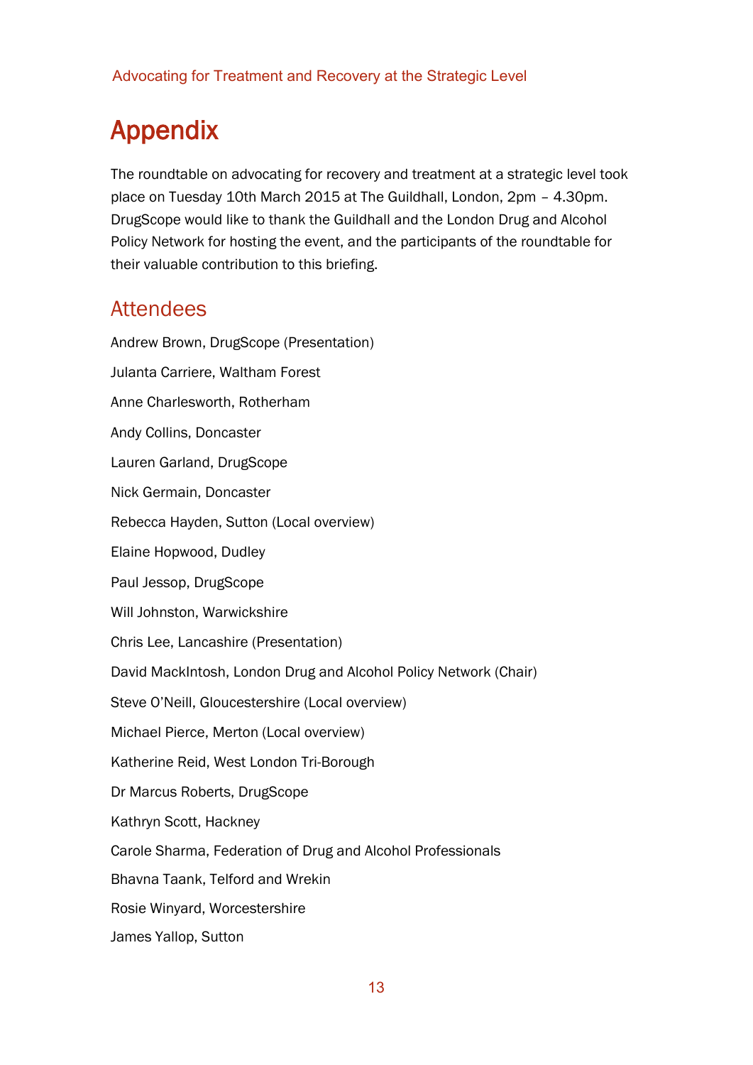# Appendix

The roundtable on advocating for recovery and treatment at a strategic level took place on Tuesday 10th March 2015 at The Guildhall, London, 2pm – 4.30pm. DrugScope would like to thank the Guildhall and the London Drug and Alcohol Policy Network for hosting the event, and the participants of the roundtable for their valuable contribution to this briefing.

## Attendees

Andrew Brown, DrugScope (Presentation)

Julanta Carriere, Waltham Forest

Anne Charlesworth, Rotherham

Andy Collins, Doncaster

Lauren Garland, DrugScope

Nick Germain, Doncaster

Rebecca Hayden, Sutton (Local overview)

Elaine Hopwood, Dudley

Paul Jessop, DrugScope

Will Johnston, Warwickshire

Chris Lee, Lancashire (Presentation)

David MackIntosh, London Drug and Alcohol Policy Network (Chair)

Steve O'Neill, Gloucestershire (Local overview)

Michael Pierce, Merton (Local overview)

Katherine Reid, West London Tri-Borough

Dr Marcus Roberts, DrugScope

Kathryn Scott, Hackney

Carole Sharma, Federation of Drug and Alcohol Professionals

Bhavna Taank, Telford and Wrekin

Rosie Winyard, Worcestershire

James Yallop, Sutton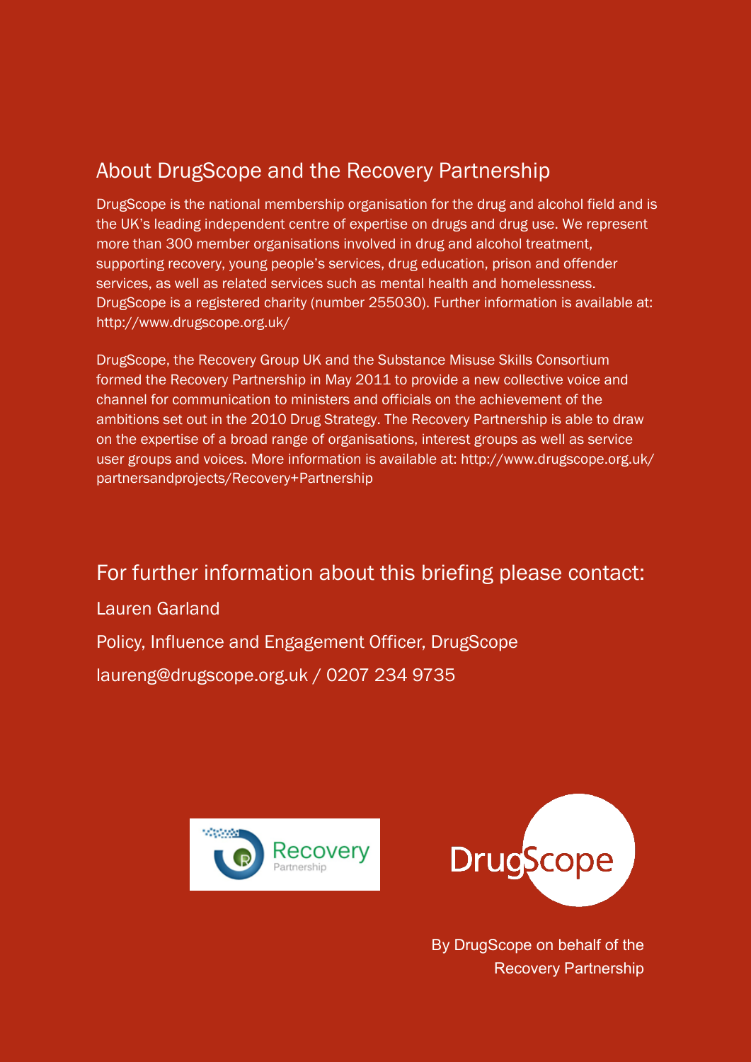## About DrugScope and the Recovery Partnership

DrugScope is the national membership organisation for the drug and alcohol field and is the UK's leading independent centre of expertise on drugs and drug use. We represent more than 300 member organisations involved in drug and alcohol treatment, supporting recovery, young people's services, drug education, prison and offender services, as well as related services such as mental health and homelessness. DrugScope is a registered charity (number 255030). Further information is available at: http://www.drugscope.org.uk/

DrugScope, the Recovery Group UK and the Substance Misuse Skills Consortium formed the Recovery Partnership in May 2011 to provide a new collective voice and channel for communication to ministers and officials on the achievement of the ambitions set out in the 2010 Drug Strategy. The Recovery Partnership is able to draw on the expertise of a broad range of organisations, interest groups as well as service user groups and voices. More information is available at: http://www.drugscope.org.uk/partnersandprojects/Recovery+Partnership

## For further information about this briefing please contact:

Lauren Garland

Policy, Influence and Engagement Officer, DrugScope

laureng@drugscope.org.uk / 0207 234 9735

Recovery Partnership

DrugScope

By DrugScope on behalf of the Recovery Partnership